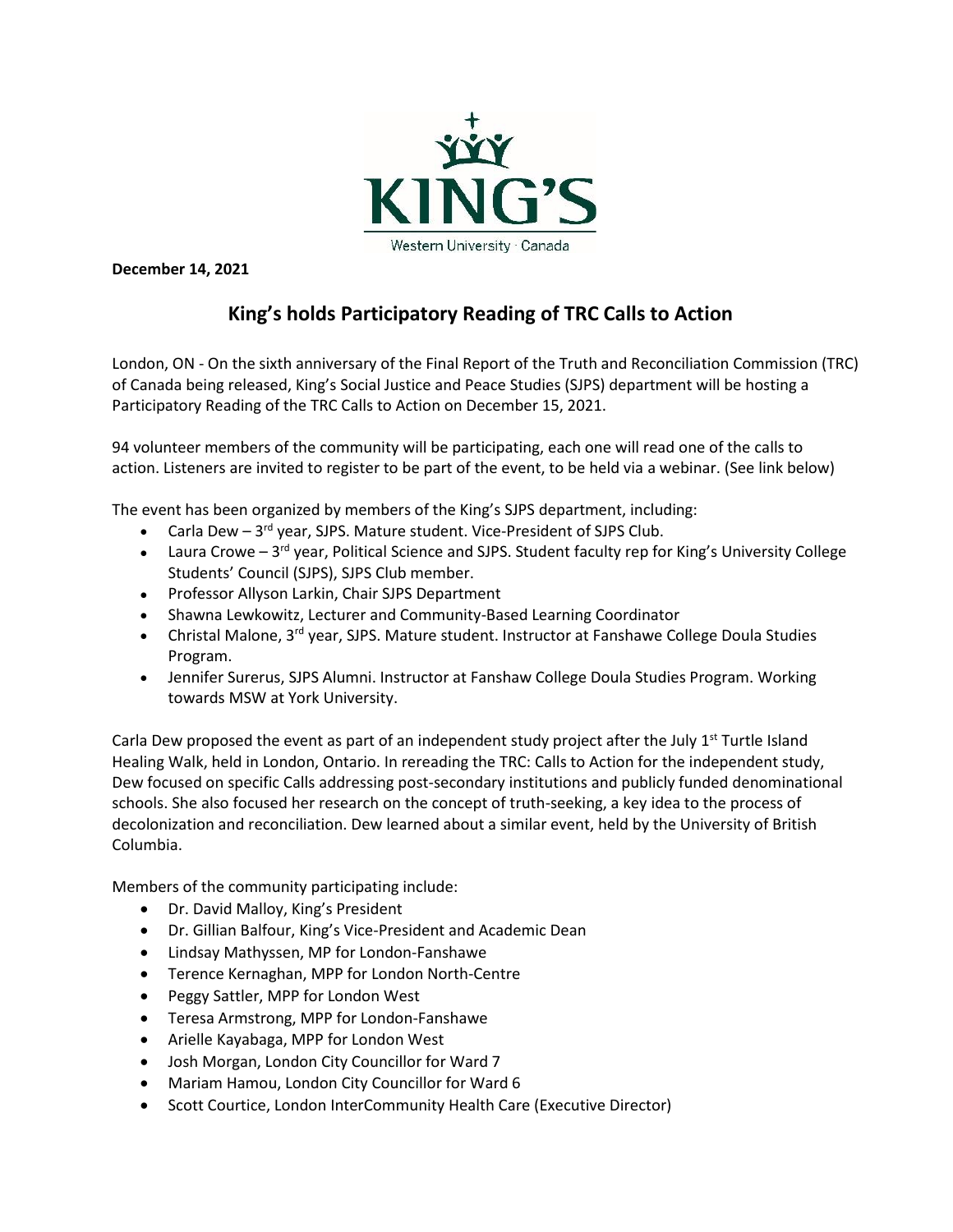KING'S

Western University · Canada

**December 14, 2021**

# King's holds Participatory Reading of TRC Calls to Action

London, ON - On the sixth anniversary of the Final Report of the Truth and Reconciliation Commission (TRC) of Canada being released, King's Social Justice and Peace Studies (SJPS) department will be hosting a Participatory Reading of the TRC Calls to Action on December 15, 2021.

94 volunteer members of the community will be participating, each one will read one of the calls to action. Listeners are invited to register to be part of the event, to be held via a webinar. (See link below)

The event has been organized by members of the King's SJPS department, including:

- Carla Dew – 3rd year, SJPS. Mature student. Vice-President of SJPS Club.
- Laura Crowe – 3rd year, Political Science and SJPS. Student faculty rep for King's University College Students' Council (SJPS), SJPS Club member.
- Professor Allyson Larkin, Chair SJPS Department
- Shawna Lewkowitz, Lecturer and Community-Based Learning Coordinator
- Christal Malone, 3rd year, SJPS. Mature student. Instructor at Fanshawe College Doula Studies Program.
- Jennifer Surerus, SJPS Alumni. Instructor at Fanshaw College Doula Studies Program. Working towards MSW at York University.

Carla Dew proposed the event as part of an independent study project after the July 1st Turtle Island Healing Walk, held in London, Ontario. In rereading the TRC: Calls to Action for the independent study, Dew focused on specific Calls addressing post-secondary institutions and publicly funded denominational schools. She also focused her research on the concept of truth-seeking, a key idea to the process of decolonization and reconciliation. Dew learned about a similar event, held by the University of British Columbia.

Members of the community participating include:

- Dr. David Malloy, King's President
- Dr. Gillian Balfour, King's Vice-President and Academic Dean
- Lindsay Mathyssen, MP for London-Fanshawe
- Terence Kernaghan, MPP for London North-Centre
- Peggy Sattler, MPP for London West
- Teresa Armstrong, MPP for London-Fanshawe
- Arielle Kayabaga, MPP for London West
- Josh Morgan, London City Councillor for Ward 7
- Mariam Hamou, London City Councillor for Ward 6
- Scott Courtice, London InterCommunity Health Care (Executive Director)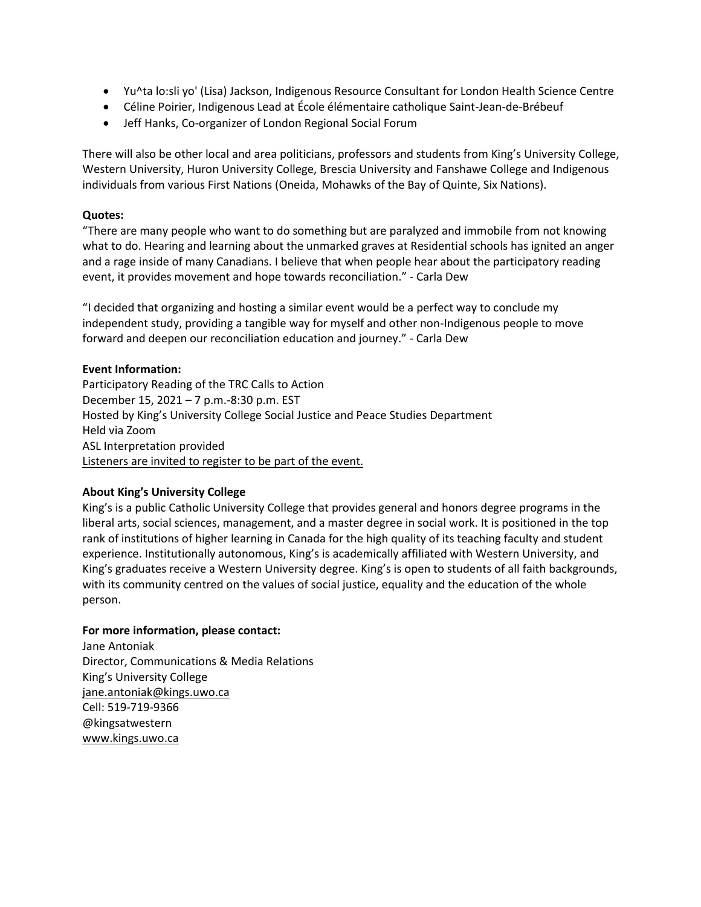- Yu^ta lo:sli yo' (Lisa) Jackson, Indigenous Resource Consultant for London Health Science Centre
- Céline Poirier, Indigenous Lead at École élémentaire catholique Saint-Jean-de-Brébeuf
- Jeff Hanks, Co-organizer of London Regional Social Forum

There will also be other local and area politicians, professors and students from King's University College, Western University, Huron University College, Brescia University and Fanshawe College and Indigenous individuals from various First Nations (Oneida, Mohawks of the Bay of Quinte, Six Nations).

**Quotes:**

"There are many people who want to do something but are paralyzed and immobile from not knowing what to do. Hearing and learning about the unmarked graves at Residential schools has ignited an anger and a rage inside of many Canadians. I believe that when people hear about the participatory reading event, it provides movement and hope towards reconciliation." - Carla Dew

"I decided that organizing and hosting a similar event would be a perfect way to conclude my independent study, providing a tangible way for myself and other non-Indigenous people to move forward and deepen our reconciliation education and journey." - Carla Dew

**Event Information:**

Participatory Reading of the TRC Calls to Action
December 15, 2021 – 7 p.m.-8:30 p.m. EST
Hosted by King's University College Social Justice and Peace Studies Department
Held via Zoom
ASL Interpretation provided
Listeners are invited to register to be part of the event.

**About King's University College**

King's is a public Catholic University College that provides general and honors degree programs in the liberal arts, social sciences, management, and a master degree in social work. It is positioned in the top rank of institutions of higher learning in Canada for the high quality of its teaching faculty and student experience. Institutionally autonomous, King's is academically affiliated with Western University, and King's graduates receive a Western University degree. King's is open to students of all faith backgrounds, with its community centred on the values of social justice, equality and the education of the whole person.

**For more information, please contact:**

Jane Antoniak
Director, Communications & Media Relations
King's University College
jane.antoniak@kings.uwo.ca
Cell: 519-719-9366
@kingsatwestern
www.kings.uwo.ca